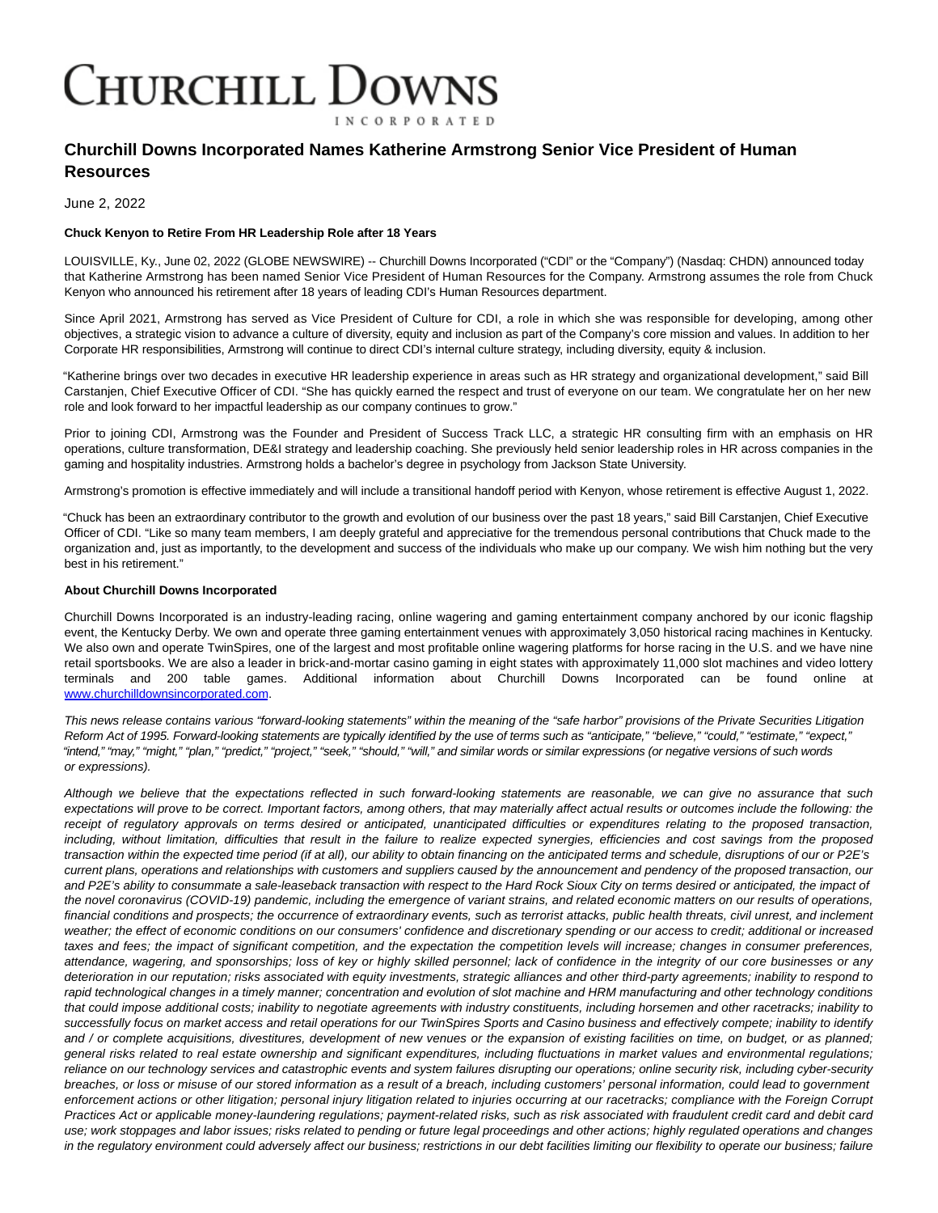# Churchill Downs Incorporated

## Churchill Downs Incorporated Names Katherine Armstrong Senior Vice President of Human Resources

June 2, 2022

**Chuck Kenyon to Retire From HR Leadership Role after 18 Years**

LOUISVILLE, Ky., June 02, 2022 (GLOBE NEWSWIRE) -- Churchill Downs Incorporated ("CDI" or the "Company") (Nasdaq: CHDN) announced today that Katherine Armstrong has been named Senior Vice President of Human Resources for the Company. Armstrong assumes the role from Chuck Kenyon who announced his retirement after 18 years of leading CDI's Human Resources department.

Since April 2021, Armstrong has served as Vice President of Culture for CDI, a role in which she was responsible for developing, among other objectives, a strategic vision to advance a culture of diversity, equity and inclusion as part of the Company's core mission and values. In addition to her Corporate HR responsibilities, Armstrong will continue to direct CDI's internal culture strategy, including diversity, equity & inclusion.

"Katherine brings over two decades in executive HR leadership experience in areas such as HR strategy and organizational development," said Bill Carstanjen, Chief Executive Officer of CDI. "She has quickly earned the respect and trust of everyone on our team. We congratulate her on her new role and look forward to her impactful leadership as our company continues to grow."

Prior to joining CDI, Armstrong was the Founder and President of Success Track LLC, a strategic HR consulting firm with an emphasis on HR operations, culture transformation, DE&I strategy and leadership coaching. She previously held senior leadership roles in HR across companies in the gaming and hospitality industries. Armstrong holds a bachelor's degree in psychology from Jackson State University.

Armstrong's promotion is effective immediately and will include a transitional handoff period with Kenyon, whose retirement is effective August 1, 2022.

"Chuck has been an extraordinary contributor to the growth and evolution of our business over the past 18 years," said Bill Carstanjen, Chief Executive Officer of CDI. "Like so many team members, I am deeply grateful and appreciative for the tremendous personal contributions that Chuck made to the organization and, just as importantly, to the development and success of the individuals who make up our company. We wish him nothing but the very best in his retirement."

**About Churchill Downs Incorporated**

Churchill Downs Incorporated is an industry-leading racing, online wagering and gaming entertainment company anchored by our iconic flagship event, the Kentucky Derby. We own and operate three gaming entertainment venues with approximately 3,050 historical racing machines in Kentucky. We also own and operate TwinSpires, one of the largest and most profitable online wagering platforms for horse racing in the U.S. and we have nine retail sportsbooks. We are also a leader in brick-and-mortar casino gaming in eight states with approximately 11,000 slot machines and video lottery terminals and 200 table games. Additional information about Churchill Downs Incorporated can be found online at [www.churchilldownsincorporated.com](www.churchilldownsincorporated.com).

*This news release contains various "forward-looking statements" within the meaning of the "safe harbor" provisions of the Private Securities Litigation Reform Act of 1995. Forward-looking statements are typically identified by the use of terms such as "anticipate," "believe," "could," "estimate," "expect," "intend," "may," "might," "plan," "predict," "project," "seek," "should," "will," and similar words or similar expressions (or negative versions of such words or expressions).*

*Although we believe that the expectations reflected in such forward-looking statements are reasonable, we can give no assurance that such expectations will prove to be correct. Important factors, among others, that may materially affect actual results or outcomes include the following: the receipt of regulatory approvals on terms desired or anticipated, unanticipated difficulties or expenditures relating to the proposed transaction, including, without limitation, difficulties that result in the failure to realize expected synergies, efficiencies and cost savings from the proposed transaction within the expected time period (if at all), our ability to obtain financing on the anticipated terms and schedule, disruptions of our or P2E's current plans, operations and relationships with customers and suppliers caused by the announcement and pendency of the proposed transaction, our and P2E's ability to consummate a sale-leaseback transaction with respect to the Hard Rock Sioux City on terms desired or anticipated, the impact of the novel coronavirus (COVID-19) pandemic, including the emergence of variant strains, and related economic matters on our results of operations, financial conditions and prospects; the occurrence of extraordinary events, such as terrorist attacks, public health threats, civil unrest, and inclement weather; the effect of economic conditions on our consumers' confidence and discretionary spending or our access to credit; additional or increased taxes and fees; the impact of significant competition, and the expectation the competition levels will increase; changes in consumer preferences, attendance, wagering, and sponsorships; loss of key or highly skilled personnel; lack of confidence in the integrity of our core businesses or any deterioration in our reputation; risks associated with equity investments, strategic alliances and other third-party agreements; inability to respond to rapid technological changes in a timely manner; concentration and evolution of slot machine and HRM manufacturing and other technology conditions that could impose additional costs; inability to negotiate agreements with industry constituents, including horsemen and other racetracks; inability to successfully focus on market access and retail operations for our TwinSpires Sports and Casino business and effectively compete; inability to identify and / or complete acquisitions, divestitures, development of new venues or the expansion of existing facilities on time, on budget, or as planned; general risks related to real estate ownership and significant expenditures, including fluctuations in market values and environmental regulations; reliance on our technology services and catastrophic events and system failures disrupting our operations; online security risk, including cyber-security breaches, or loss or misuse of our stored information as a result of a breach, including customers' personal information, could lead to government enforcement actions or other litigation; personal injury litigation related to injuries occurring at our racetracks; compliance with the Foreign Corrupt Practices Act or applicable money-laundering regulations; payment-related risks, such as risk associated with fraudulent credit card and debit card use; work stoppages and labor issues; risks related to pending or future legal proceedings and other actions; highly regulated operations and changes in the regulatory environment could adversely affect our business; restrictions in our debt facilities limiting our flexibility to operate our business; failure*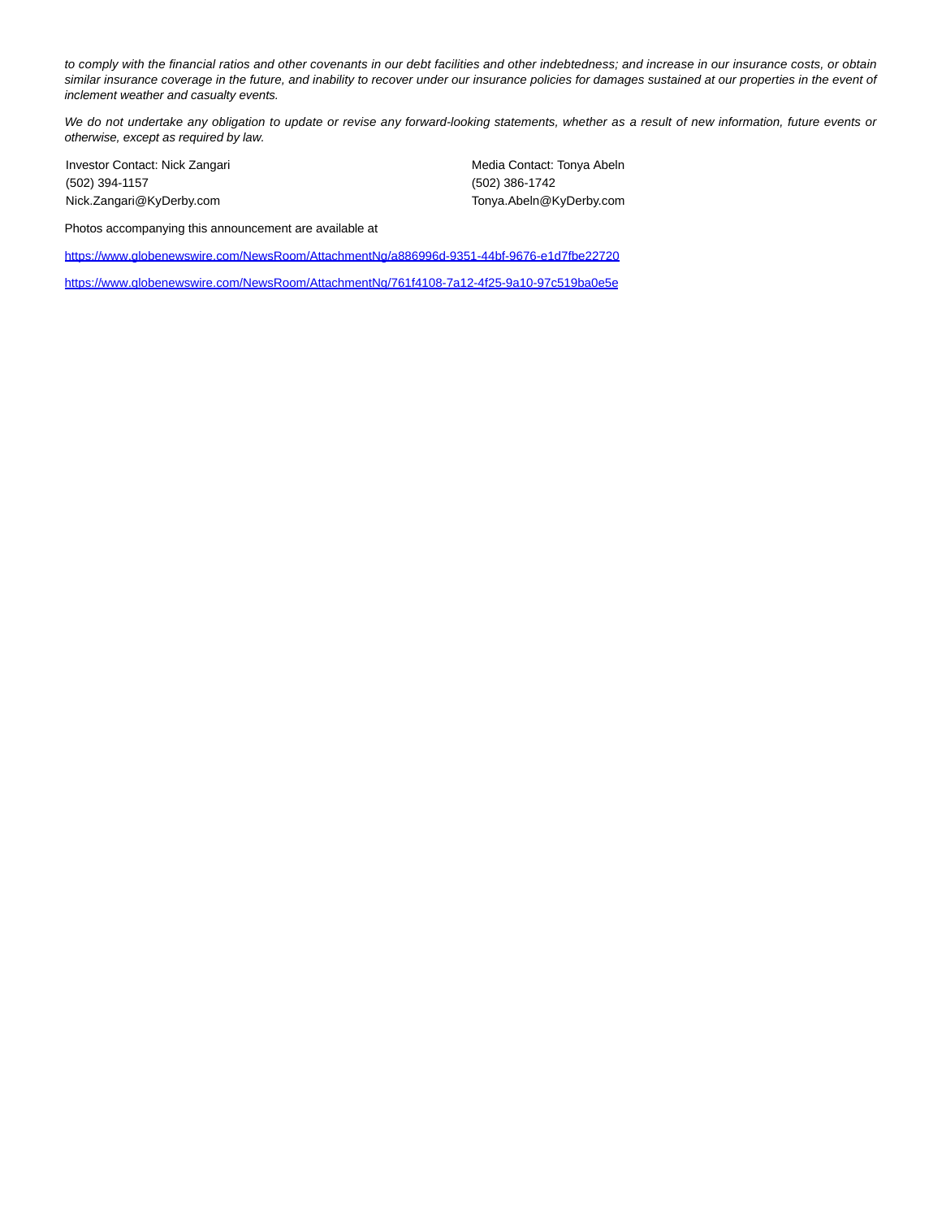*to comply with the financial ratios and other covenants in our debt facilities and other indebtedness; and increase in our insurance costs, or obtain similar insurance coverage in the future, and inability to recover under our insurance policies for damages sustained at our properties in the event of inclement weather and casualty events.*

*We do not undertake any obligation to update or revise any forward-looking statements, whether as a result of new information, future events or otherwise, except as required by law.*

| | |
|---|---|
| Investor Contact: Nick Zangari | Media Contact: Tonya Abeln |
| (502) 394-1157 | (502) 386-1742 |
| Nick.Zangari@KyDerby.com | Tonya.Abeln@KyDerby.com |

Photos accompanying this announcement are available at

https://www.globenewswire.com/NewsRoom/AttachmentNg/a886996d-9351-44bf-9676-e1d7fbe22720

https://www.globenewswire.com/NewsRoom/AttachmentNg/761f4108-7a12-4f25-9a10-97c519ba0e5e